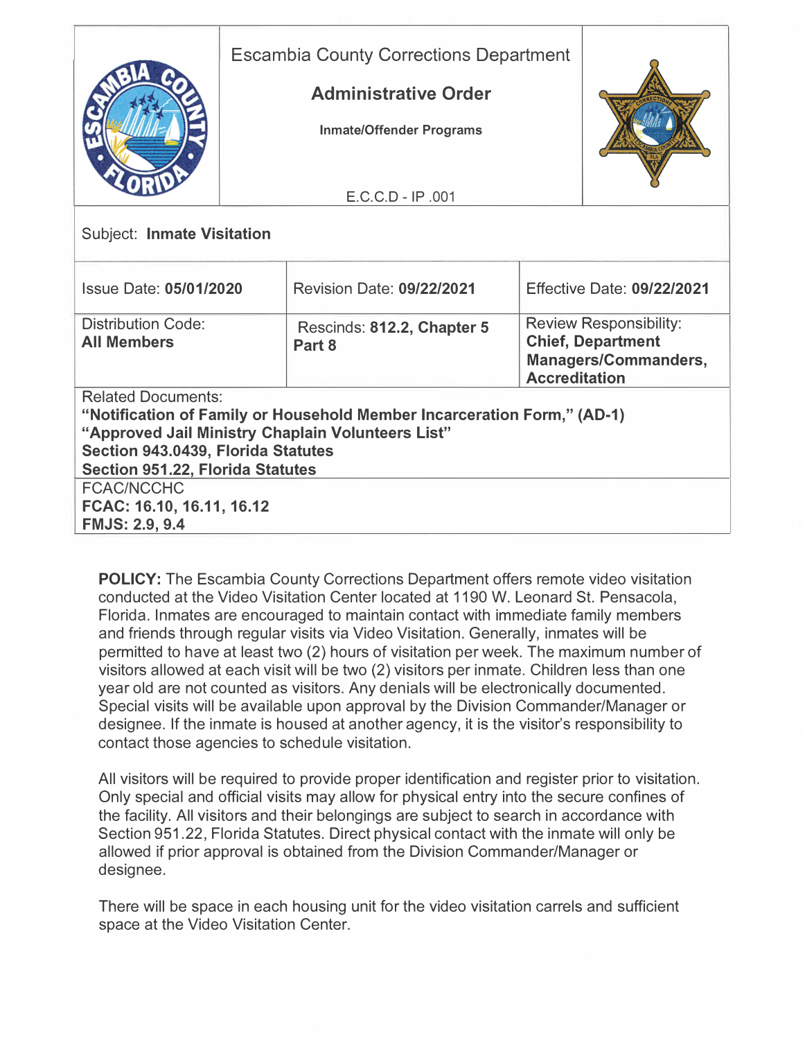| Escambia County Corrections Department<br><br>**Administrative Order**<br><br>**Inmate/Offender Programs**<br><br>E.C.C.D - IP .001 | | |
|---|---|---|
| Subject: **Inmate Visitation** | | |
| Issue Date: **05/01/2020** | Revision Date: **09/22/2021** | Effective Date: **09/22/2021** |
| Distribution Code: **All Members** | Rescinds: **812.2, Chapter 5 Part 8** | Review Responsibility: **Chief, Department Managers/Commanders, Accreditation** |
| Related Documents: **"Notification of Family or Household Member Incarceration Form," (AD-1)** **"Approved Jail Ministry Chaplain Volunteers List"** **Section 943.0439, Florida Statutes** **Section 951.22, Florida Statutes** | | |
| FCAC/NCCHC **FCAC: 16.10, 16.11, 16.12** **FMJS: 2.9, 9.4** | | |

**POLICY:** The Escambia County Corrections Department offers remote video visitation conducted at the Video Visitation Center located at 1190 W. Leonard St. Pensacola, Florida. Inmates are encouraged to maintain contact with immediate family members and friends through regular visits via Video Visitation. Generally, inmates will be permitted to have at least two (2) hours of visitation per week. The maximum number of visitors allowed at each visit will be two (2) visitors per inmate. Children less than one year old are not counted as visitors. Any denials will be electronically documented. Special visits will be available upon approval by the Division Commander/Manager or designee. If the inmate is housed at another agency, it is the visitor's responsibility to contact those agencies to schedule visitation.

All visitors will be required to provide proper identification and register prior to visitation. Only special and official visits may allow for physical entry into the secure confines of the facility. All visitors and their belongings are subject to search in accordance with Section 951.22, Florida Statutes. Direct physical contact with the inmate will only be allowed if prior approval is obtained from the Division Commander/Manager or designee.

There will be space in each housing unit for the video visitation carrels and sufficient space at the Video Visitation Center.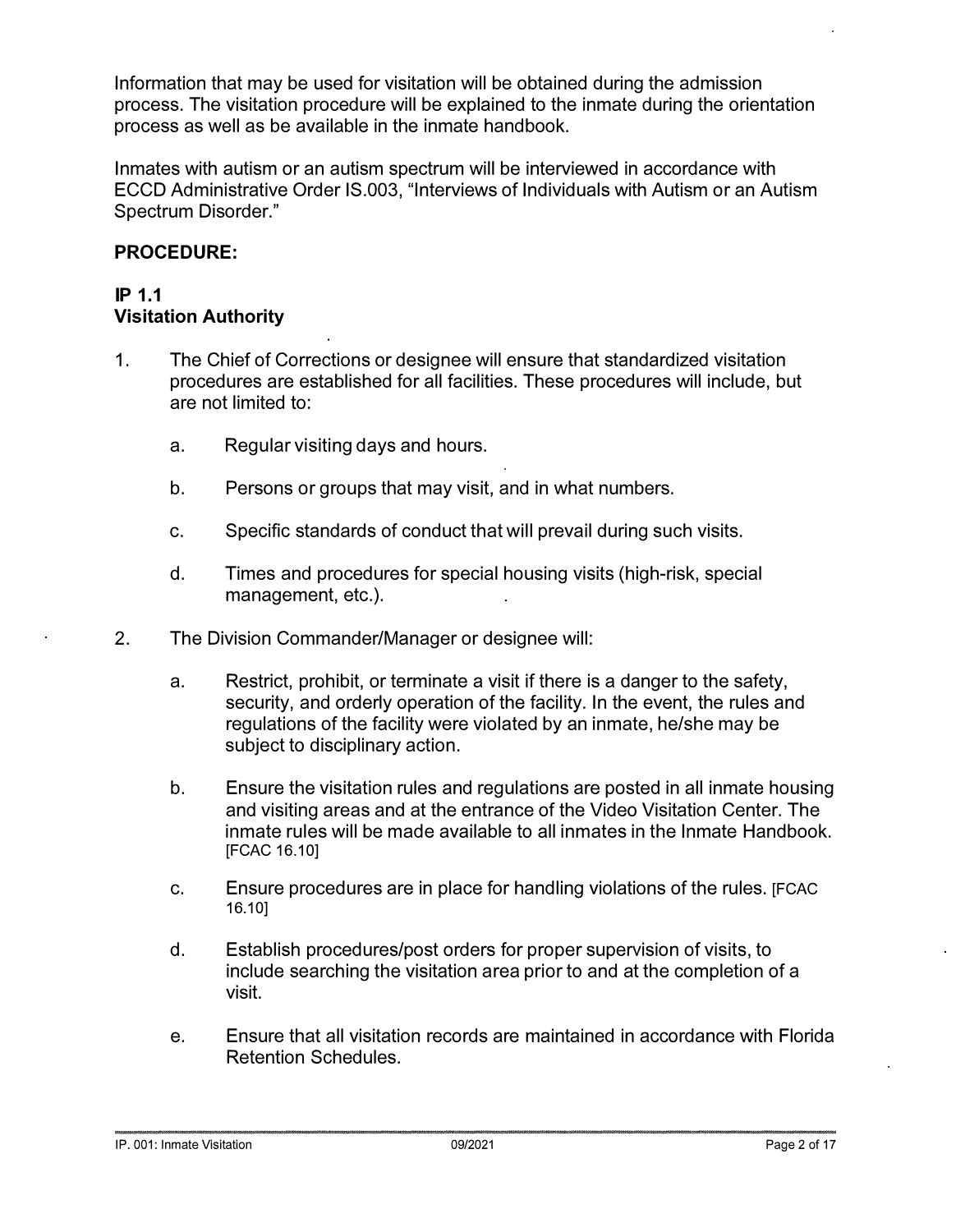Information that may be used for visitation will be obtained during the admission process. The visitation procedure will be explained to the inmate during the orientation process as well as be available in the inmate handbook.

Inmates with autism or an autism spectrum will be interviewed in accordance with ECCD Administrative Order IS.003, "Interviews of Individuals with Autism or an Autism Spectrum Disorder."

**PROCEDURE:**

**IP 1.1**
**Visitation Authority**

1. The Chief of Corrections or designee will ensure that standardized visitation procedures are established for all facilities. These procedures will include, but are not limited to:

   a. Regular visiting days and hours.

   b. Persons or groups that may visit, and in what numbers.

   c. Specific standards of conduct that will prevail during such visits.

   d. Times and procedures for special housing visits (high-risk, special management, etc.).

2. The Division Commander/Manager or designee will:

   a. Restrict, prohibit, or terminate a visit if there is a danger to the safety, security, and orderly operation of the facility. In the event, the rules and regulations of the facility were violated by an inmate, he/she may be subject to disciplinary action.

   b. Ensure the visitation rules and regulations are posted in all inmate housing and visiting areas and at the entrance of the Video Visitation Center. The inmate rules will be made available to all inmates in the Inmate Handbook. [FCAC 16.10]

   c. Ensure procedures are in place for handling violations of the rules. [FCAC 16.10]

   d. Establish procedures/post orders for proper supervision of visits, to include searching the visitation area prior to and at the completion of a visit.

   e. Ensure that all visitation records are maintained in accordance with Florida Retention Schedules.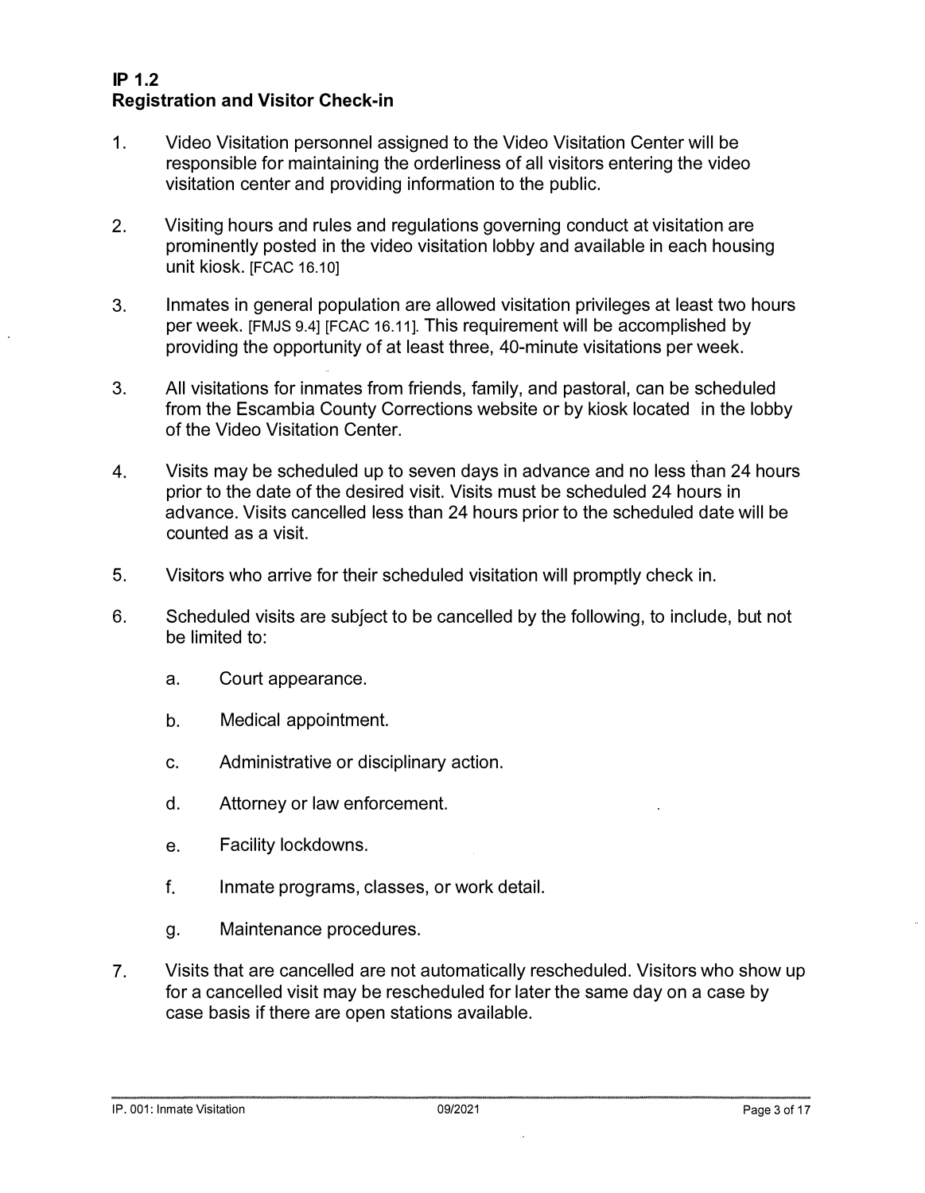## IP 1.2
## Registration and Visitor Check-in

1. Video Visitation personnel assigned to the Video Visitation Center will be responsible for maintaining the orderliness of all visitors entering the video visitation center and providing information to the public.

2. Visiting hours and rules and regulations governing conduct at visitation are prominently posted in the video visitation lobby and available in each housing unit kiosk. [FCAC 16.10]

3. Inmates in general population are allowed visitation privileges at least two hours per week. [FMJS 9.4] [FCAC 16.11]. This requirement will be accomplished by providing the opportunity of at least three, 40-minute visitations per week.

3. All visitations for inmates from friends, family, and pastoral, can be scheduled from the Escambia County Corrections website or by kiosk located in the lobby of the Video Visitation Center.

4. Visits may be scheduled up to seven days in advance and no less than 24 hours prior to the date of the desired visit. Visits must be scheduled 24 hours in advance. Visits cancelled less than 24 hours prior to the scheduled date will be counted as a visit.

5. Visitors who arrive for their scheduled visitation will promptly check in.

6. Scheduled visits are subject to be cancelled by the following, to include, but not be limited to:

   a. Court appearance.

   b. Medical appointment.

   c. Administrative or disciplinary action.

   d. Attorney or law enforcement.

   e. Facility lockdowns.

   f. Inmate programs, classes, or work detail.

   g. Maintenance procedures.

7. Visits that are cancelled are not automatically rescheduled. Visitors who show up for a cancelled visit may be rescheduled for later the same day on a case by case basis if there are open stations available.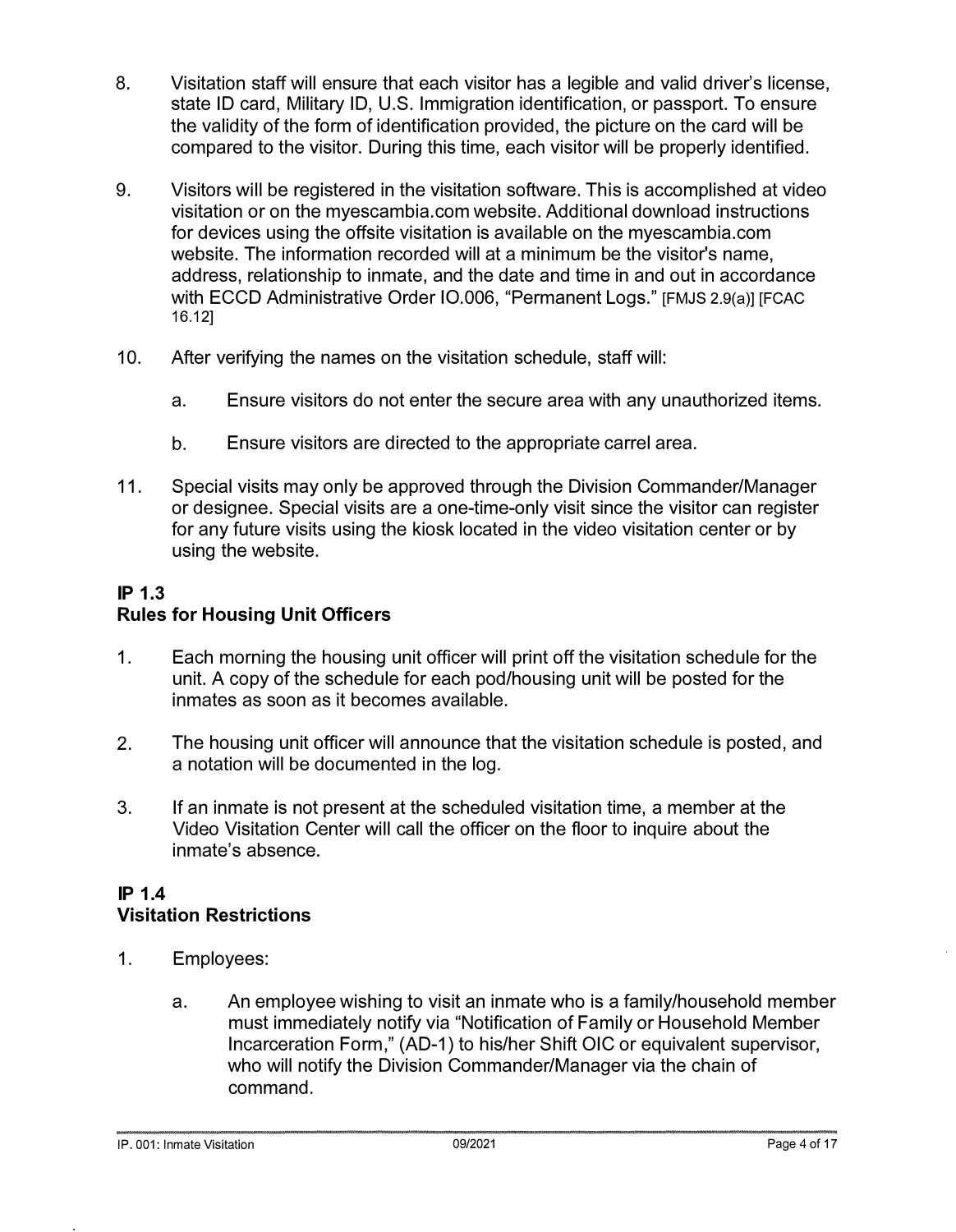8. Visitation staff will ensure that each visitor has a legible and valid driver's license, state ID card, Military ID, U.S. Immigration identification, or passport. To ensure the validity of the form of identification provided, the picture on the card will be compared to the visitor. During this time, each visitor will be properly identified.

9. Visitors will be registered in the visitation software. This is accomplished at video visitation or on the myescambia.com website. Additional download instructions for devices using the offsite visitation is available on the myescambia.com website. The information recorded will at a minimum be the visitor's name, address, relationship to inmate, and the date and time in and out in accordance with ECCD Administrative Order IO.006, "Permanent Logs." [FMJS 2.9(a)] [FCAC 16.12]

10. After verifying the names on the visitation schedule, staff will:

    a. Ensure visitors do not enter the secure area with any unauthorized items.

    b. Ensure visitors are directed to the appropriate carrel area.

11. Special visits may only be approved through the Division Commander/Manager or designee. Special visits are a one-time-only visit since the visitor can register for any future visits using the kiosk located in the video visitation center or by using the website.

## IP 1.3
## Rules for Housing Unit Officers

1. Each morning the housing unit officer will print off the visitation schedule for the unit. A copy of the schedule for each pod/housing unit will be posted for the inmates as soon as it becomes available.

2. The housing unit officer will announce that the visitation schedule is posted, and a notation will be documented in the log.

3. If an inmate is not present at the scheduled visitation time, a member at the Video Visitation Center will call the officer on the floor to inquire about the inmate's absence.

## IP 1.4
## Visitation Restrictions

1. Employees:

    a. An employee wishing to visit an inmate who is a family/household member must immediately notify via "Notification of Family or Household Member Incarceration Form," (AD-1) to his/her Shift OIC or equivalent supervisor, who will notify the Division Commander/Manager via the chain of command.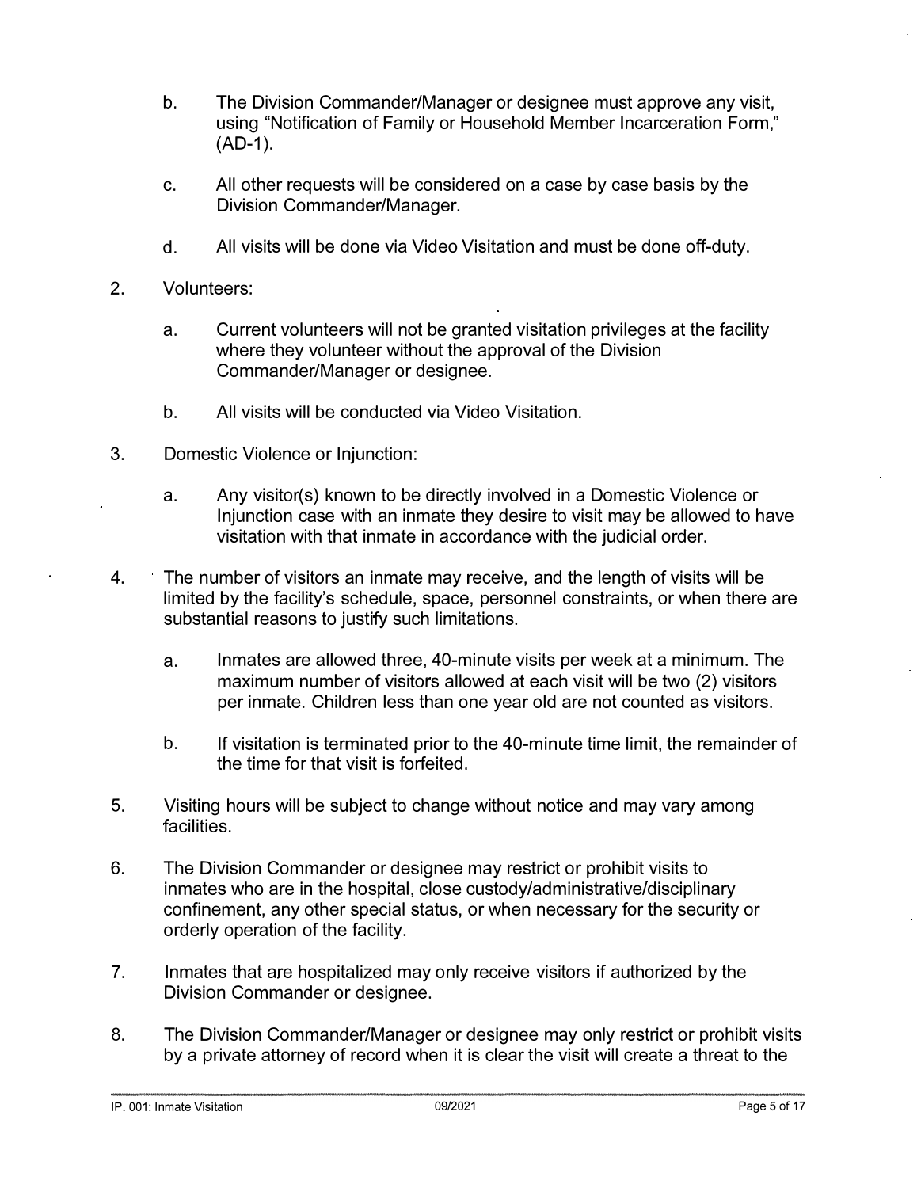b. The Division Commander/Manager or designee must approve any visit, using "Notification of Family or Household Member Incarceration Form," (AD-1).

c. All other requests will be considered on a case by case basis by the Division Commander/Manager.

d. All visits will be done via Video Visitation and must be done off-duty.

2. Volunteers:

   a. Current volunteers will not be granted visitation privileges at the facility where they volunteer without the approval of the Division Commander/Manager or designee.

   b. All visits will be conducted via Video Visitation.

3. Domestic Violence or Injunction:

   a. Any visitor(s) known to be directly involved in a Domestic Violence or Injunction case with an inmate they desire to visit may be allowed to have visitation with that inmate in accordance with the judicial order.

4. The number of visitors an inmate may receive, and the length of visits will be limited by the facility's schedule, space, personnel constraints, or when there are substantial reasons to justify such limitations.

   a. Inmates are allowed three, 40-minute visits per week at a minimum. The maximum number of visitors allowed at each visit will be two (2) visitors per inmate. Children less than one year old are not counted as visitors.

   b. If visitation is terminated prior to the 40-minute time limit, the remainder of the time for that visit is forfeited.

5. Visiting hours will be subject to change without notice and may vary among facilities.

6. The Division Commander or designee may restrict or prohibit visits to inmates who are in the hospital, close custody/administrative/disciplinary confinement, any other special status, or when necessary for the security or orderly operation of the facility.

7. Inmates that are hospitalized may only receive visitors if authorized by the Division Commander or designee.

8. The Division Commander/Manager or designee may only restrict or prohibit visits by a private attorney of record when it is clear the visit will create a threat to the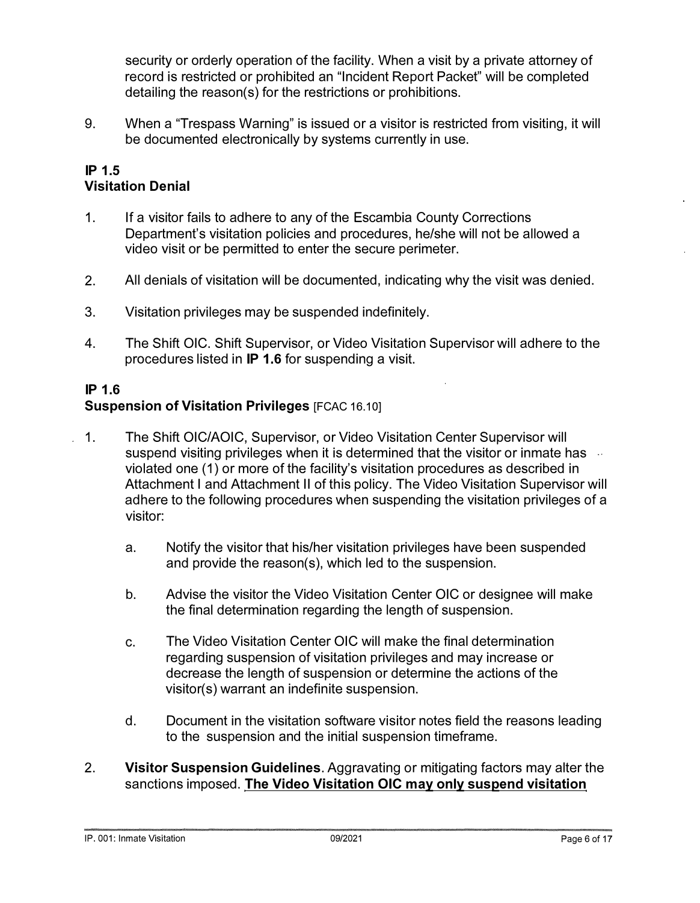security or orderly operation of the facility. When a visit by a private attorney of record is restricted or prohibited an "Incident Report Packet" will be completed detailing the reason(s) for the restrictions or prohibitions.

9. When a "Trespass Warning" is issued or a visitor is restricted from visiting, it will be documented electronically by systems currently in use.

## IP 1.5
## Visitation Denial

1. If a visitor fails to adhere to any of the Escambia County Corrections Department's visitation policies and procedures, he/she will not be allowed a video visit or be permitted to enter the secure perimeter.

2. All denials of visitation will be documented, indicating why the visit was denied.

3. Visitation privileges may be suspended indefinitely.

4. The Shift OIC. Shift Supervisor, or Video Visitation Supervisor will adhere to the procedures listed in **IP 1.6** for suspending a visit.

## IP 1.6
## Suspension of Visitation Privileges [FCAC 16.10]

1. The Shift OIC/AOIC, Supervisor, or Video Visitation Center Supervisor will suspend visiting privileges when it is determined that the visitor or inmate has violated one (1) or more of the facility's visitation procedures as described in Attachment I and Attachment II of this policy. The Video Visitation Supervisor will adhere to the following procedures when suspending the visitation privileges of a visitor:

    a. Notify the visitor that his/her visitation privileges have been suspended and provide the reason(s), which led to the suspension.

    b. Advise the visitor the Video Visitation Center OIC or designee will make the final determination regarding the length of suspension.

    c. The Video Visitation Center OIC will make the final determination regarding suspension of visitation privileges and may increase or decrease the length of suspension or determine the actions of the visitor(s) warrant an indefinite suspension.

    d. Document in the visitation software visitor notes field the reasons leading to the suspension and the initial suspension timeframe.

2. **Visitor Suspension Guidelines**. Aggravating or mitigating factors may alter the sanctions imposed. **<u>The Video Visitation OIC may only suspend visitation</u>**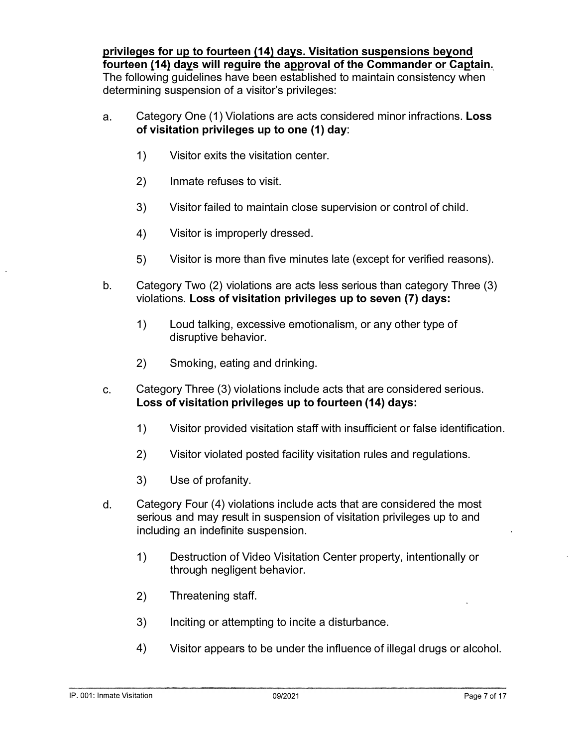**<u>privileges for up to fourteen (14) days. Visitation suspensions beyond fourteen (14) days will require the approval of the Commander or Captain.</u>** The following guidelines have been established to maintain consistency when determining suspension of a visitor's privileges:

a. Category One (1) Violations are acts considered minor infractions. **Loss of visitation privileges up to one (1) day**:

   1) Visitor exits the visitation center.

   2) Inmate refuses to visit.

   3) Visitor failed to maintain close supervision or control of child.

   4) Visitor is improperly dressed.

   5) Visitor is more than five minutes late (except for verified reasons).

b. Category Two (2) violations are acts less serious than category Three (3) violations. **Loss of visitation privileges up to seven (7) days:**

   1) Loud talking, excessive emotionalism, or any other type of disruptive behavior.

   2) Smoking, eating and drinking.

c. Category Three (3) violations include acts that are considered serious. **Loss of visitation privileges up to fourteen (14) days:**

   1) Visitor provided visitation staff with insufficient or false identification.

   2) Visitor violated posted facility visitation rules and regulations.

   3) Use of profanity.

d. Category Four (4) violations include acts that are considered the most serious and may result in suspension of visitation privileges up to and including an indefinite suspension.

   1) Destruction of Video Visitation Center property, intentionally or through negligent behavior.

   2) Threatening staff.

   3) Inciting or attempting to incite a disturbance.

   4) Visitor appears to be under the influence of illegal drugs or alcohol.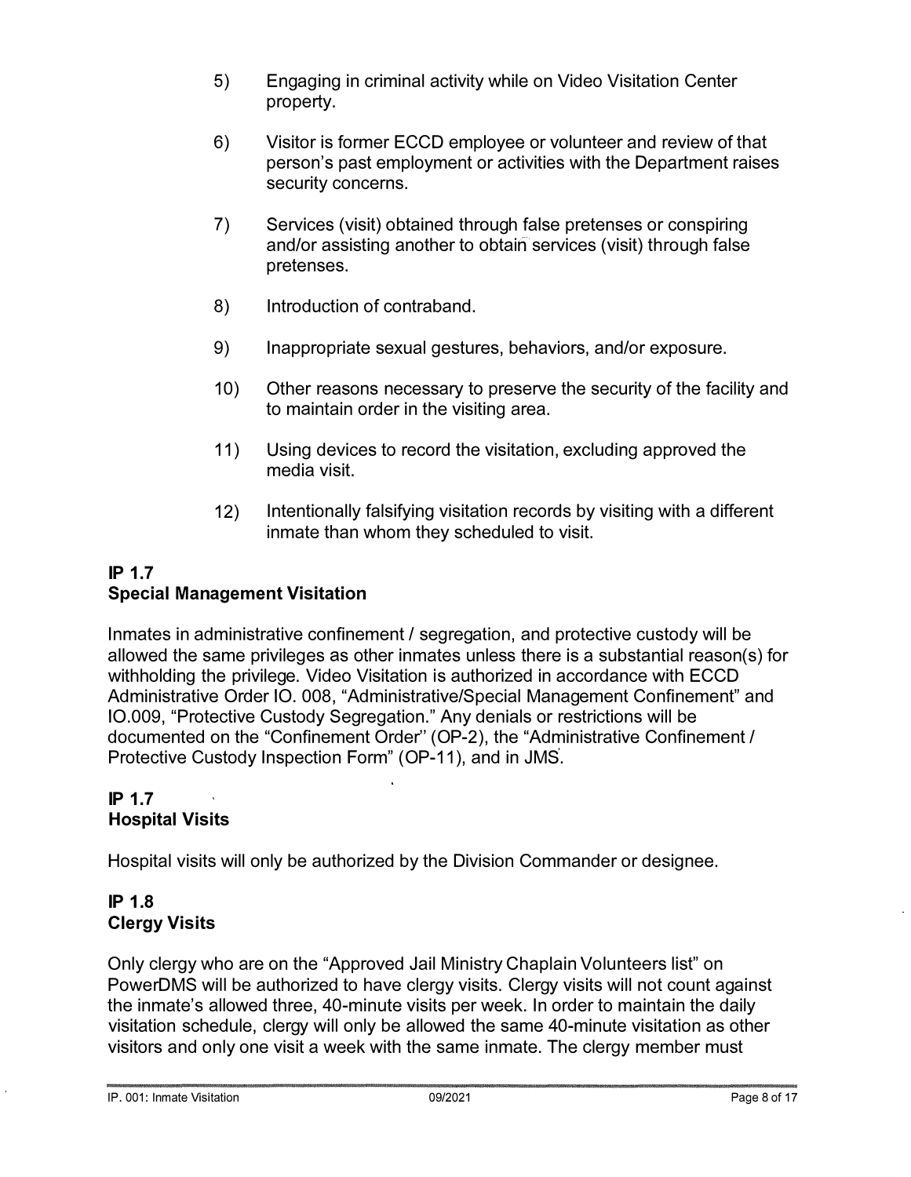5) Engaging in criminal activity while on Video Visitation Center property.

6) Visitor is former ECCD employee or volunteer and review of that person's past employment or activities with the Department raises security concerns.

7) Services (visit) obtained through false pretenses or conspiring and/or assisting another to obtain services (visit) through false pretenses.

8) Introduction of contraband.

9) Inappropriate sexual gestures, behaviors, and/or exposure.

10) Other reasons necessary to preserve the security of the facility and to maintain order in the visiting area.

11) Using devices to record the visitation, excluding approved the media visit.

12) Intentionally falsifying visitation records by visiting with a different inmate than whom they scheduled to visit.

**IP 1.7**
**Special Management Visitation**

Inmates in administrative confinement / segregation, and protective custody will be allowed the same privileges as other inmates unless there is a substantial reason(s) for withholding the privilege. Video Visitation is authorized in accordance with ECCD Administrative Order IO. 008, "Administrative/Special Management Confinement" and IO.009, "Protective Custody Segregation." Any denials or restrictions will be documented on the "Confinement Order" (OP-2), the "Administrative Confinement / Protective Custody Inspection Form" (OP-11), and in JMS.

**IP 1.7**
**Hospital Visits**

Hospital visits will only be authorized by the Division Commander or designee.

**IP 1.8**
**Clergy Visits**

Only clergy who are on the "Approved Jail Ministry Chaplain Volunteers list" on PowerDMS will be authorized to have clergy visits. Clergy visits will not count against the inmate's allowed three, 40-minute visits per week. In order to maintain the daily visitation schedule, clergy will only be allowed the same 40-minute visitation as other visitors and only one visit a week with the same inmate. The clergy member must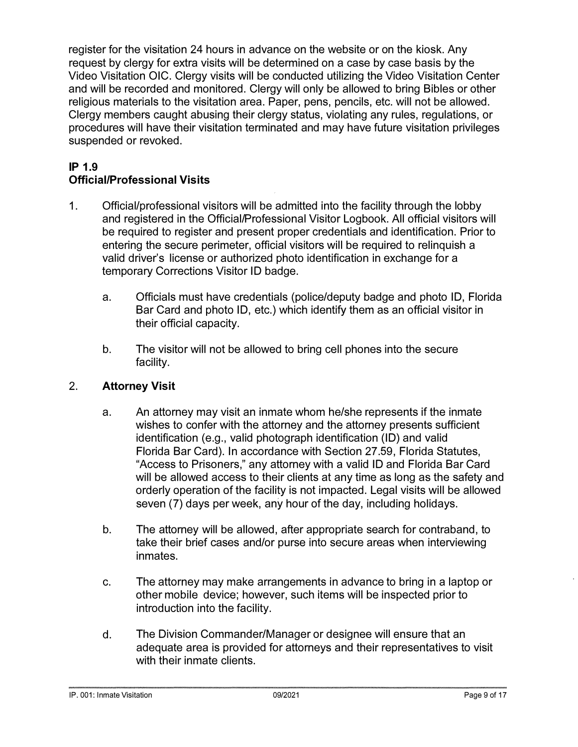register for the visitation 24 hours in advance on the website or on the kiosk. Any request by clergy for extra visits will be determined on a case by case basis by the Video Visitation OIC. Clergy visits will be conducted utilizing the Video Visitation Center and will be recorded and monitored. Clergy will only be allowed to bring Bibles or other religious materials to the visitation area. Paper, pens, pencils, etc. will not be allowed. Clergy members caught abusing their clergy status, violating any rules, regulations, or procedures will have their visitation terminated and may have future visitation privileges suspended or revoked.

## IP 1.9
## Official/Professional Visits

1. Official/professional visitors will be admitted into the facility through the lobby and registered in the Official/Professional Visitor Logbook. All official visitors will be required to register and present proper credentials and identification. Prior to entering the secure perimeter, official visitors will be required to relinquish a valid driver's license or authorized photo identification in exchange for a temporary Corrections Visitor ID badge.

    a. Officials must have credentials (police/deputy badge and photo ID, Florida Bar Card and photo ID, etc.) which identify them as an official visitor in their official capacity.

    b. The visitor will not be allowed to bring cell phones into the secure facility.

2. **Attorney Visit**

    a. An attorney may visit an inmate whom he/she represents if the inmate wishes to confer with the attorney and the attorney presents sufficient identification (e.g., valid photograph identification (ID) and valid Florida Bar Card). In accordance with Section 27.59, Florida Statutes, "Access to Prisoners," any attorney with a valid ID and Florida Bar Card will be allowed access to their clients at any time as long as the safety and orderly operation of the facility is not impacted. Legal visits will be allowed seven (7) days per week, any hour of the day, including holidays.

    b. The attorney will be allowed, after appropriate search for contraband, to take their brief cases and/or purse into secure areas when interviewing inmates.

    c. The attorney may make arrangements in advance to bring in a laptop or other mobile device; however, such items will be inspected prior to introduction into the facility.

    d. The Division Commander/Manager or designee will ensure that an adequate area is provided for attorneys and their representatives to visit with their inmate clients.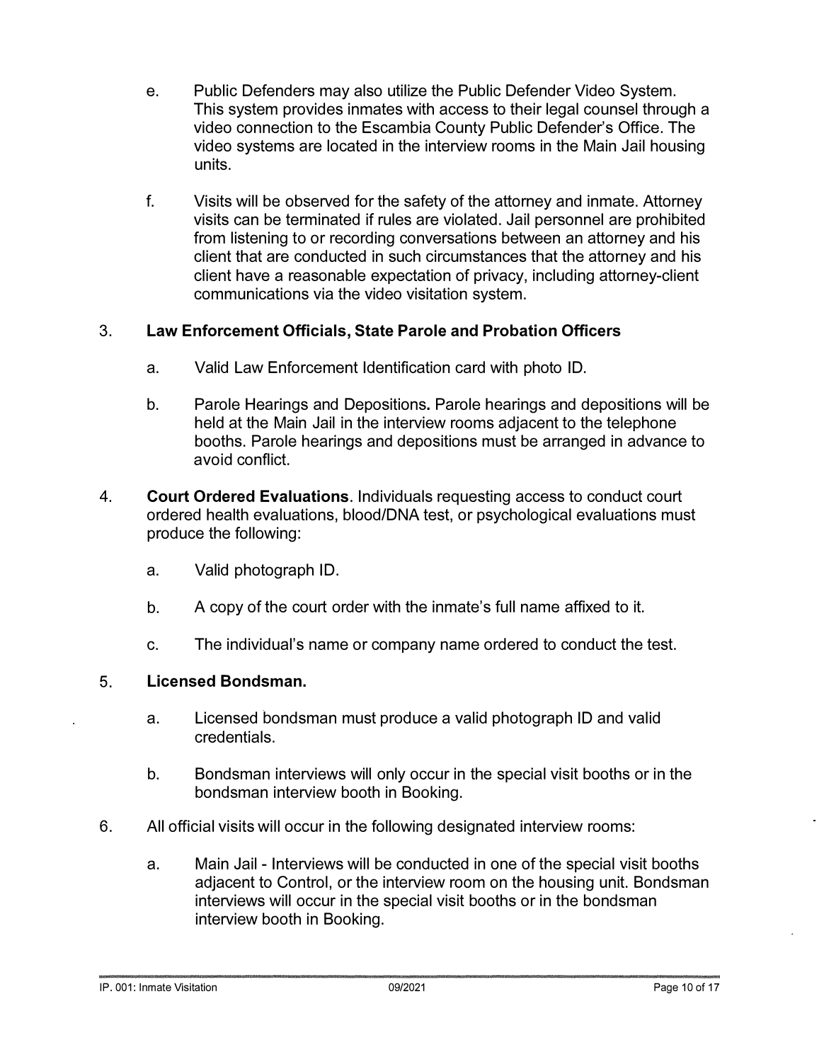e. Public Defenders may also utilize the Public Defender Video System. This system provides inmates with access to their legal counsel through a video connection to the Escambia County Public Defender's Office. The video systems are located in the interview rooms in the Main Jail housing units.

f. Visits will be observed for the safety of the attorney and inmate. Attorney visits can be terminated if rules are violated. Jail personnel are prohibited from listening to or recording conversations between an attorney and his client that are conducted in such circumstances that the attorney and his client have a reasonable expectation of privacy, including attorney-client communications via the video visitation system.

3. **Law Enforcement Officials, State Parole and Probation Officers**

   a. Valid Law Enforcement Identification card with photo ID.

   b. Parole Hearings and Depositions**.** Parole hearings and depositions will be held at the Main Jail in the interview rooms adjacent to the telephone booths. Parole hearings and depositions must be arranged in advance to avoid conflict.

4. **Court Ordered Evaluations**. Individuals requesting access to conduct court ordered health evaluations, blood/DNA test, or psychological evaluations must produce the following:

   a. Valid photograph ID.

   b. A copy of the court order with the inmate's full name affixed to it.

   c. The individual's name or company name ordered to conduct the test.

5. **Licensed Bondsman.**

   a. Licensed bondsman must produce a valid photograph ID and valid credentials.

   b. Bondsman interviews will only occur in the special visit booths or in the bondsman interview booth in Booking.

6. All official visits will occur in the following designated interview rooms:

   a. Main Jail - Interviews will be conducted in one of the special visit booths adjacent to Control, or the interview room on the housing unit. Bondsman interviews will occur in the special visit booths or in the bondsman interview booth in Booking.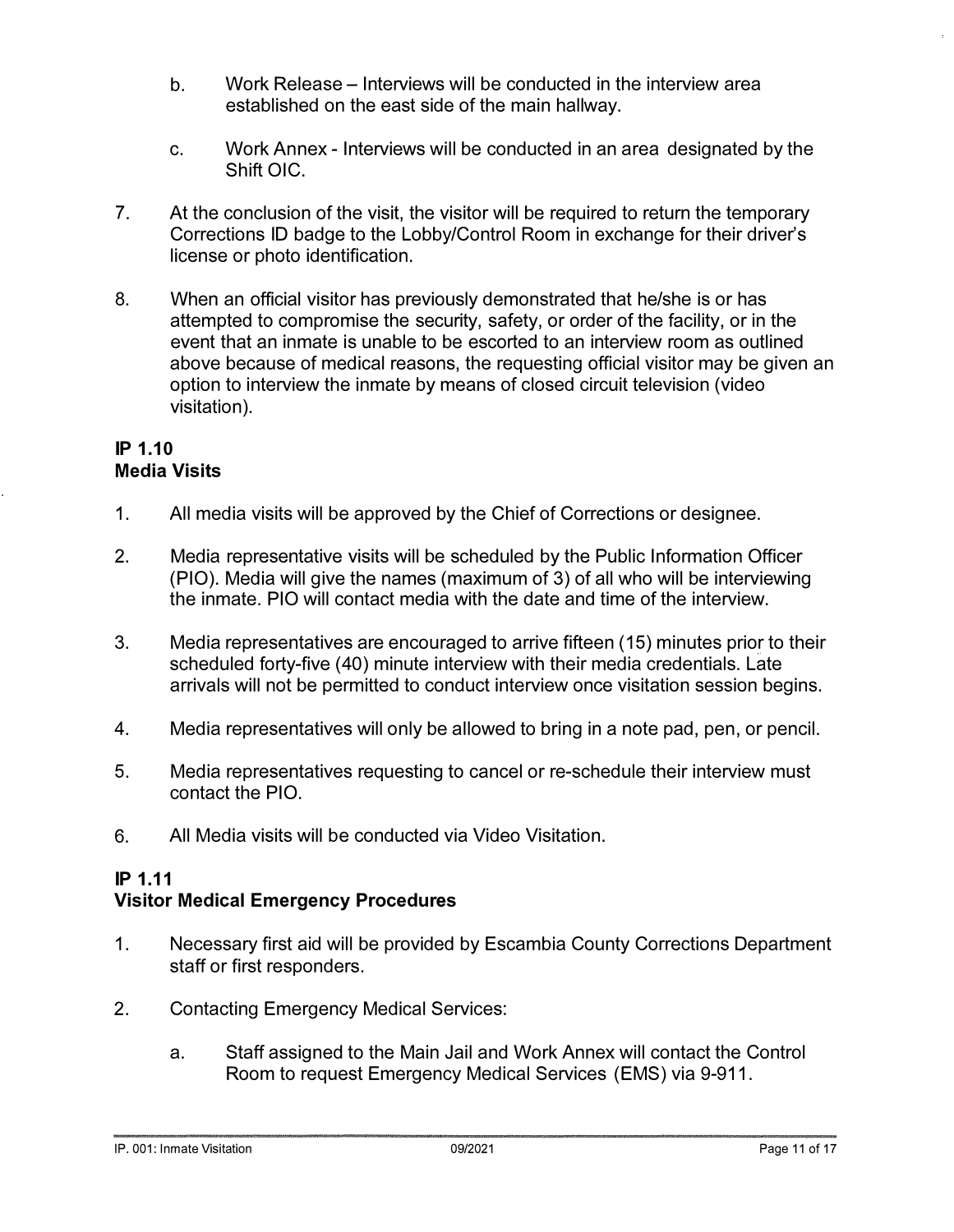b. Work Release – Interviews will be conducted in the interview area established on the east side of the main hallway.

c. Work Annex - Interviews will be conducted in an area designated by the Shift OIC.

7. At the conclusion of the visit, the visitor will be required to return the temporary Corrections ID badge to the Lobby/Control Room in exchange for their driver's license or photo identification.

8. When an official visitor has previously demonstrated that he/she is or has attempted to compromise the security, safety, or order of the facility, or in the event that an inmate is unable to be escorted to an interview room as outlined above because of medical reasons, the requesting official visitor may be given an option to interview the inmate by means of closed circuit television (video visitation).

## IP 1.10
## Media Visits

1. All media visits will be approved by the Chief of Corrections or designee.

2. Media representative visits will be scheduled by the Public Information Officer (PIO). Media will give the names (maximum of 3) of all who will be interviewing the inmate. PIO will contact media with the date and time of the interview.

3. Media representatives are encouraged to arrive fifteen (15) minutes prior to their scheduled forty-five (40) minute interview with their media credentials. Late arrivals will not be permitted to conduct interview once visitation session begins.

4. Media representatives will only be allowed to bring in a note pad, pen, or pencil.

5. Media representatives requesting to cancel or re-schedule their interview must contact the PIO.

6. All Media visits will be conducted via Video Visitation.

## IP 1.11
## Visitor Medical Emergency Procedures

1. Necessary first aid will be provided by Escambia County Corrections Department staff or first responders.

2. Contacting Emergency Medical Services:

   a. Staff assigned to the Main Jail and Work Annex will contact the Control Room to request Emergency Medical Services (EMS) via 9-911.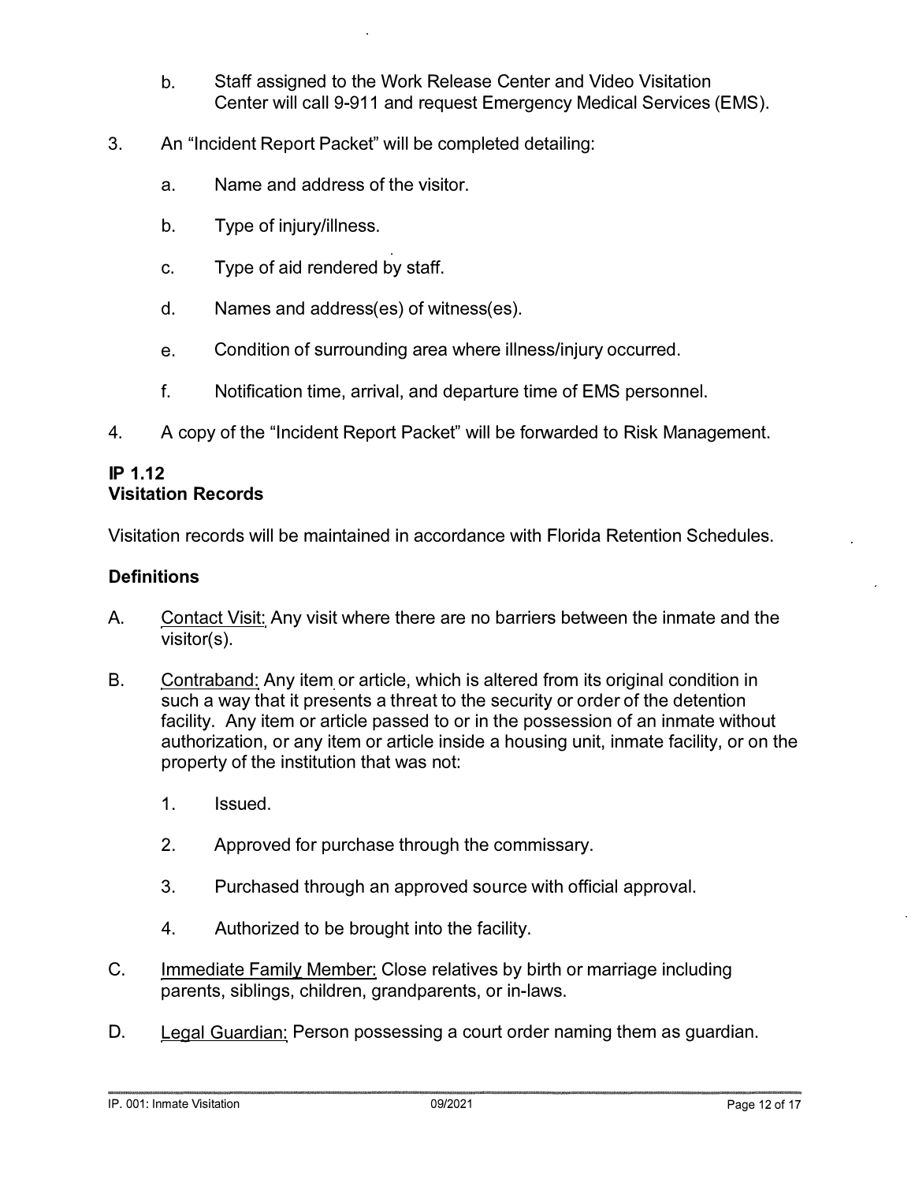b. Staff assigned to the Work Release Center and Video Visitation Center will call 9-911 and request Emergency Medical Services (EMS).

3. An "Incident Report Packet" will be completed detailing:

   a. Name and address of the visitor.

   b. Type of injury/illness.

   c. Type of aid rendered by staff.

   d. Names and address(es) of witness(es).

   e. Condition of surrounding area where illness/injury occurred.

   f. Notification time, arrival, and departure time of EMS personnel.

4. A copy of the "Incident Report Packet" will be forwarded to Risk Management.

**IP 1.12**
**Visitation Records**

Visitation records will be maintained in accordance with Florida Retention Schedules.

**Definitions**

A. Contact Visit: Any visit where there are no barriers between the inmate and the visitor(s).

B. Contraband: Any item or article, which is altered from its original condition in such a way that it presents a threat to the security or order of the detention facility. Any item or article passed to or in the possession of an inmate without authorization, or any item or article inside a housing unit, inmate facility, or on the property of the institution that was not:

   1. Issued.

   2. Approved for purchase through the commissary.

   3. Purchased through an approved source with official approval.

   4. Authorized to be brought into the facility.

C. Immediate Family Member: Close relatives by birth or marriage including parents, siblings, children, grandparents, or in-laws.

D. Legal Guardian: Person possessing a court order naming them as guardian.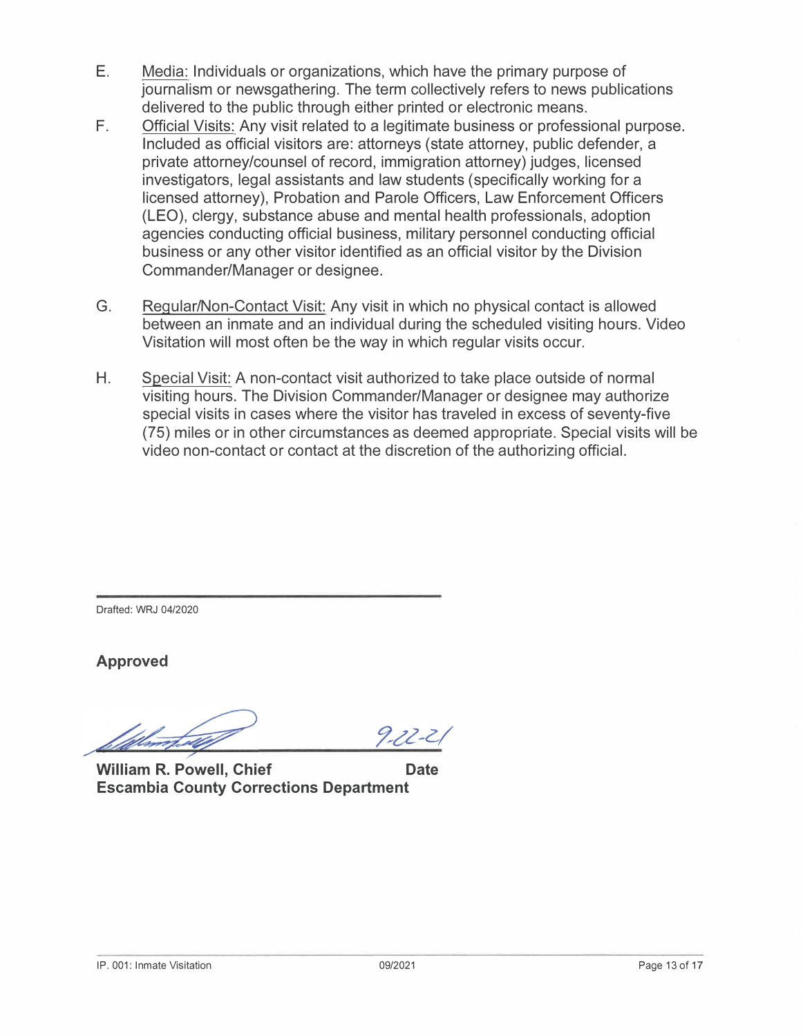E. Media: Individuals or organizations, which have the primary purpose of journalism or newsgathering. The term collectively refers to news publications delivered to the public through either printed or electronic means.

F. Official Visits: Any visit related to a legitimate business or professional purpose. Included as official visitors are: attorneys (state attorney, public defender, a private attorney/counsel of record, immigration attorney) judges, licensed investigators, legal assistants and law students (specifically working for a licensed attorney), Probation and Parole Officers, Law Enforcement Officers (LEO), clergy, substance abuse and mental health professionals, adoption agencies conducting official business, military personnel conducting official business or any other visitor identified as an official visitor by the Division Commander/Manager or designee.

G. Regular/Non-Contact Visit: Any visit in which no physical contact is allowed between an inmate and an individual during the scheduled visiting hours. Video Visitation will most often be the way in which regular visits occur.

H. Special Visit: A non-contact visit authorized to take place outside of normal visiting hours. The Division Commander/Manager or designee may authorize special visits in cases where the visitor has traveled in excess of seventy-five (75) miles or in other circumstances as deemed appropriate. Special visits will be video non-contact or contact at the discretion of the authorizing official.

---

Drafted: WRJ 04/2020

**Approved**

9-22-21

**William R. Powell, Chief** **Date**
**Escambia County Corrections Department**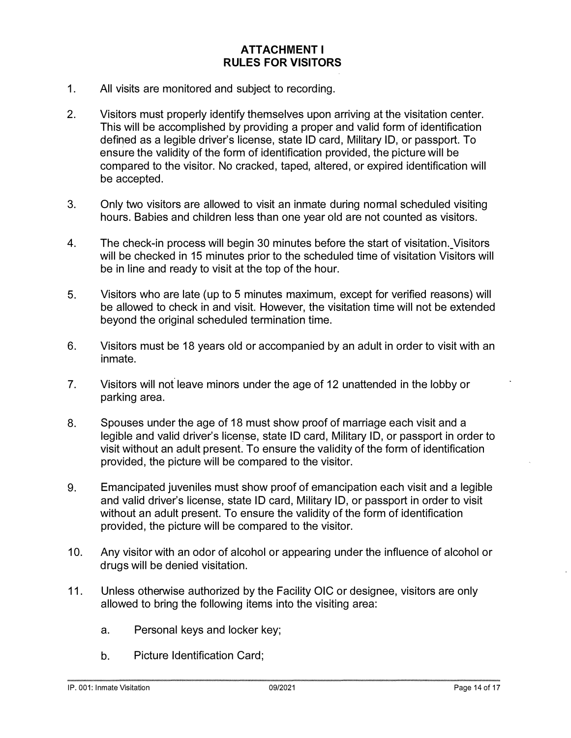# ATTACHMENT I
# RULES FOR VISITORS

1. All visits are monitored and subject to recording.

2. Visitors must properly identify themselves upon arriving at the visitation center. This will be accomplished by providing a proper and valid form of identification defined as a legible driver's license, state ID card, Military ID, or passport. To ensure the validity of the form of identification provided, the picture will be compared to the visitor. No cracked, taped, altered, or expired identification will be accepted.

3. Only two visitors are allowed to visit an inmate during normal scheduled visiting hours. Babies and children less than one year old are not counted as visitors.

4. The check-in process will begin 30 minutes before the start of visitation. Visitors will be checked in 15 minutes prior to the scheduled time of visitation Visitors will be in line and ready to visit at the top of the hour.

5. Visitors who are late (up to 5 minutes maximum, except for verified reasons) will be allowed to check in and visit. However, the visitation time will not be extended beyond the original scheduled termination time.

6. Visitors must be 18 years old or accompanied by an adult in order to visit with an inmate.

7. Visitors will not leave minors under the age of 12 unattended in the lobby or parking area.

8. Spouses under the age of 18 must show proof of marriage each visit and a legible and valid driver's license, state ID card, Military ID, or passport in order to visit without an adult present. To ensure the validity of the form of identification provided, the picture will be compared to the visitor.

9. Emancipated juveniles must show proof of emancipation each visit and a legible and valid driver's license, state ID card, Military ID, or passport in order to visit without an adult present. To ensure the validity of the form of identification provided, the picture will be compared to the visitor.

10. Any visitor with an odor of alcohol or appearing under the influence of alcohol or drugs will be denied visitation.

11. Unless otherwise authorized by the Facility OIC or designee, visitors are only allowed to bring the following items into the visiting area:

    a. Personal keys and locker key;

    b. Picture Identification Card;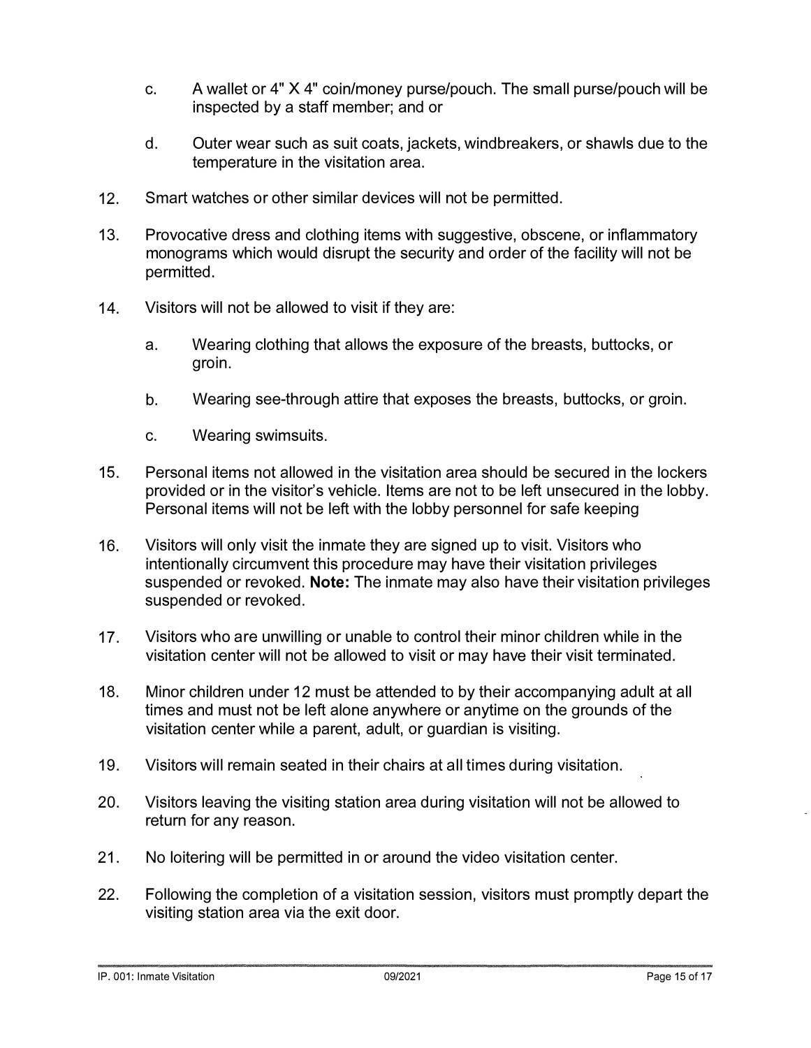c. A wallet or 4" X 4" coin/money purse/pouch. The small purse/pouch will be inspected by a staff member; and or

   d. Outer wear such as suit coats, jackets, windbreakers, or shawls due to the temperature in the visitation area.

12. Smart watches or other similar devices will not be permitted.

13. Provocative dress and clothing items with suggestive, obscene, or inflammatory monograms which would disrupt the security and order of the facility will not be permitted.

14. Visitors will not be allowed to visit if they are:

    a. Wearing clothing that allows the exposure of the breasts, buttocks, or groin.

    b. Wearing see-through attire that exposes the breasts, buttocks, or groin.

    c. Wearing swimsuits.

15. Personal items not allowed in the visitation area should be secured in the lockers provided or in the visitor's vehicle. Items are not to be left unsecured in the lobby. Personal items will not be left with the lobby personnel for safe keeping

16. Visitors will only visit the inmate they are signed up to visit. Visitors who intentionally circumvent this procedure may have their visitation privileges suspended or revoked. **Note:** The inmate may also have their visitation privileges suspended or revoked.

17. Visitors who are unwilling or unable to control their minor children while in the visitation center will not be allowed to visit or may have their visit terminated.

18. Minor children under 12 must be attended to by their accompanying adult at all times and must not be left alone anywhere or anytime on the grounds of the visitation center while a parent, adult, or guardian is visiting.

19. Visitors will remain seated in their chairs at all times during visitation.

20. Visitors leaving the visiting station area during visitation will not be allowed to return for any reason.

21. No loitering will be permitted in or around the video visitation center.

22. Following the completion of a visitation session, visitors must promptly depart the visiting station area via the exit door.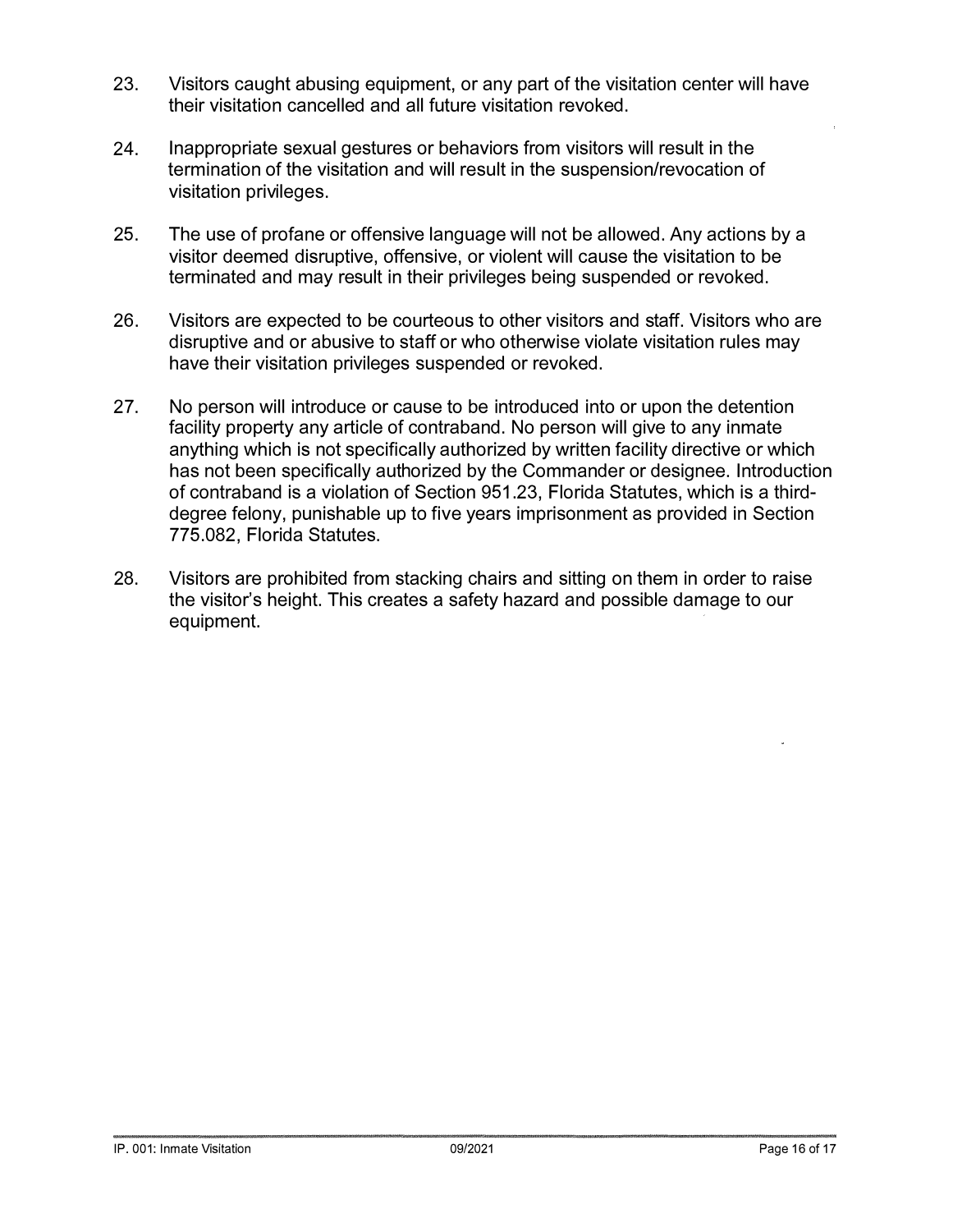23. Visitors caught abusing equipment, or any part of the visitation center will have their visitation cancelled and all future visitation revoked.

24. Inappropriate sexual gestures or behaviors from visitors will result in the termination of the visitation and will result in the suspension/revocation of visitation privileges.

25. The use of profane or offensive language will not be allowed. Any actions by a visitor deemed disruptive, offensive, or violent will cause the visitation to be terminated and may result in their privileges being suspended or revoked.

26. Visitors are expected to be courteous to other visitors and staff. Visitors who are disruptive and or abusive to staff or who otherwise violate visitation rules may have their visitation privileges suspended or revoked.

27. No person will introduce or cause to be introduced into or upon the detention facility property any article of contraband. No person will give to any inmate anything which is not specifically authorized by written facility directive or which has not been specifically authorized by the Commander or designee. Introduction of contraband is a violation of Section 951.23, Florida Statutes, which is a third-degree felony, punishable up to five years imprisonment as provided in Section 775.082, Florida Statutes.

28. Visitors are prohibited from stacking chairs and sitting on them in order to raise the visitor's height. This creates a safety hazard and possible damage to our equipment.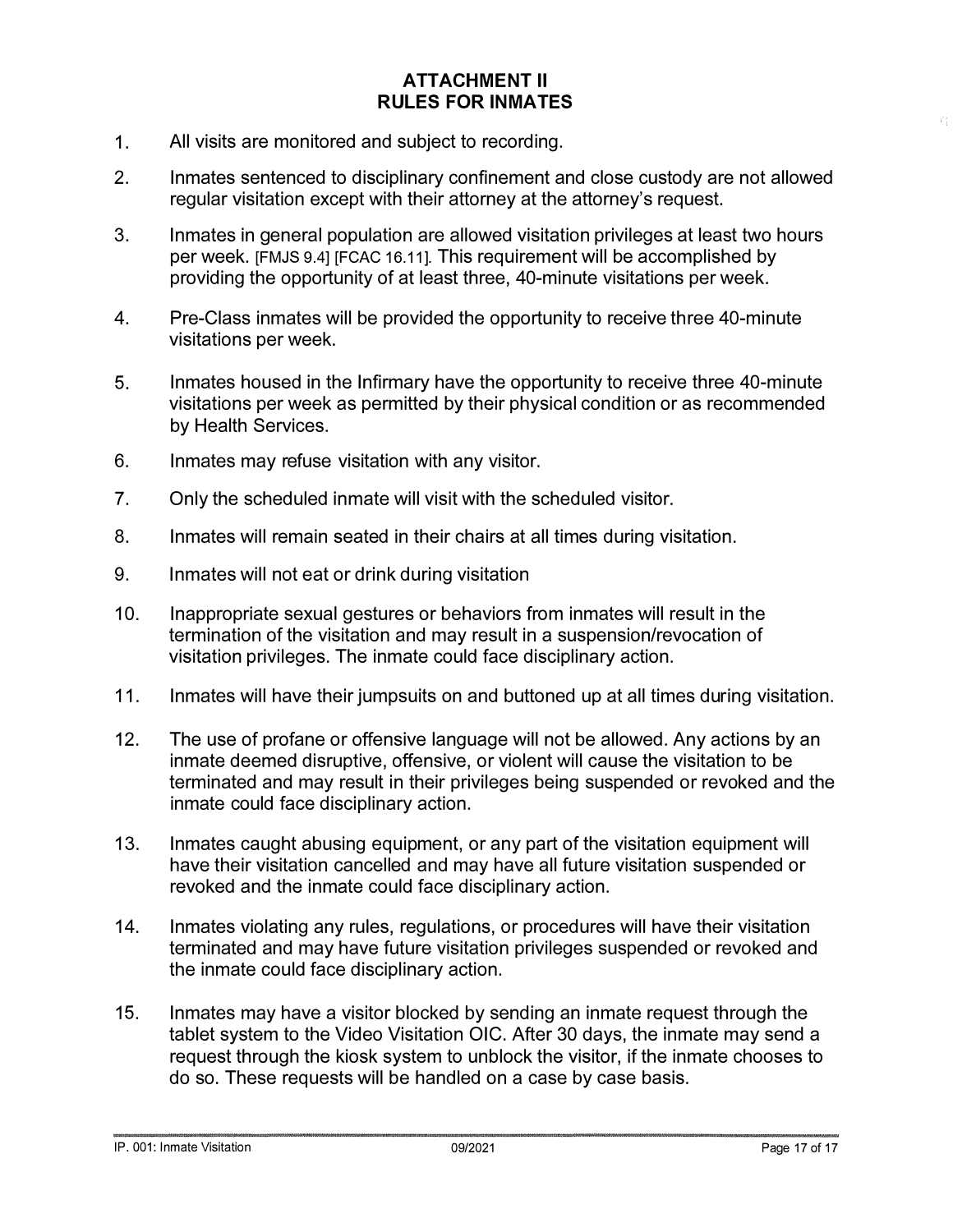# ATTACHMENT II
# RULES FOR INMATES

1. All visits are monitored and subject to recording.

2. Inmates sentenced to disciplinary confinement and close custody are not allowed regular visitation except with their attorney at the attorney's request.

3. Inmates in general population are allowed visitation privileges at least two hours per week. [FMJS 9.4] [FCAC 16.11]. This requirement will be accomplished by providing the opportunity of at least three, 40-minute visitations per week.

4. Pre-Class inmates will be provided the opportunity to receive three 40-minute visitations per week.

5. Inmates housed in the Infirmary have the opportunity to receive three 40-minute visitations per week as permitted by their physical condition or as recommended by Health Services.

6. Inmates may refuse visitation with any visitor.

7. Only the scheduled inmate will visit with the scheduled visitor.

8. Inmates will remain seated in their chairs at all times during visitation.

9. Inmates will not eat or drink during visitation

10. Inappropriate sexual gestures or behaviors from inmates will result in the termination of the visitation and may result in a suspension/revocation of visitation privileges. The inmate could face disciplinary action.

11. Inmates will have their jumpsuits on and buttoned up at all times during visitation.

12. The use of profane or offensive language will not be allowed. Any actions by an inmate deemed disruptive, offensive, or violent will cause the visitation to be terminated and may result in their privileges being suspended or revoked and the inmate could face disciplinary action.

13. Inmates caught abusing equipment, or any part of the visitation equipment will have their visitation cancelled and may have all future visitation suspended or revoked and the inmate could face disciplinary action.

14. Inmates violating any rules, regulations, or procedures will have their visitation terminated and may have future visitation privileges suspended or revoked and the inmate could face disciplinary action.

15. Inmates may have a visitor blocked by sending an inmate request through the tablet system to the Video Visitation OIC. After 30 days, the inmate may send a request through the kiosk system to unblock the visitor, if the inmate chooses to do so. These requests will be handled on a case by case basis.